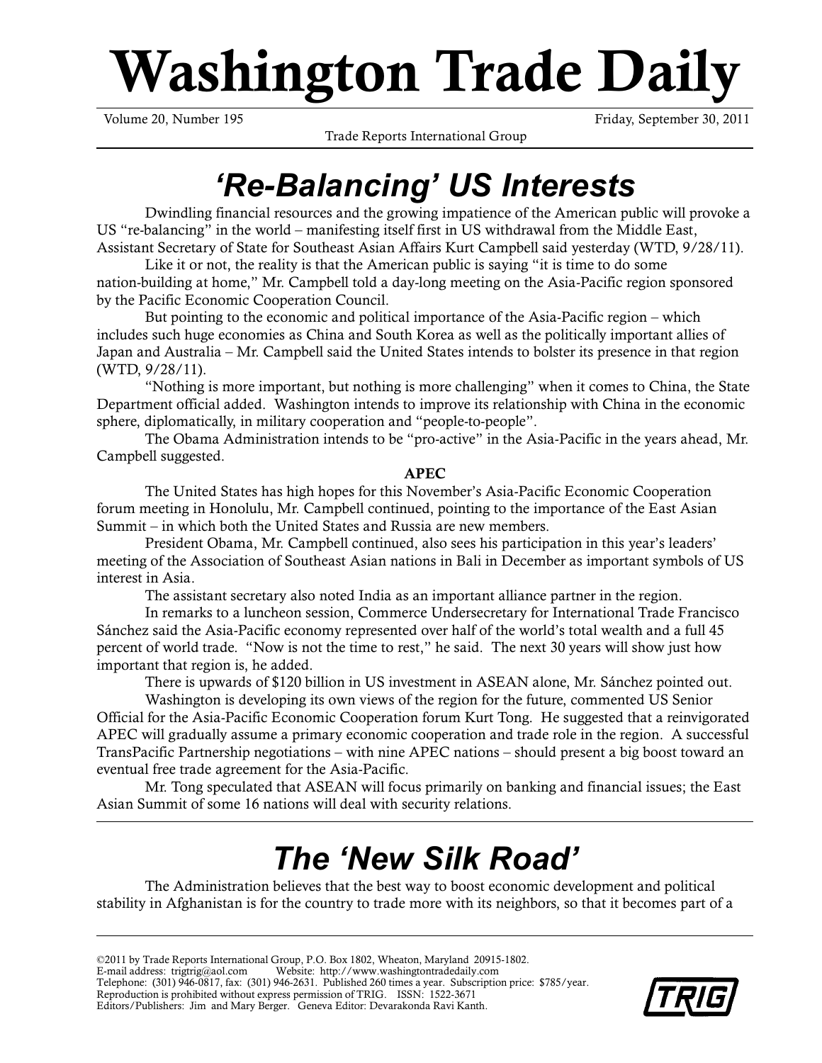# Washington Trade Daily

Volume 20, Number 195 | Friday, September 30, 2011

Trade Reports International Group

## *'Re-Balancing' US Interests*

Dwindling financial resources and the growing impatience of the American public will provoke a US "re-balancing" in the world – manifesting itself first in US withdrawal from the Middle East, Assistant Secretary of State for Southeast Asian Affairs Kurt Campbell said yesterday (WTD, 9/28/11).

Like it or not, the reality is that the American public is saying "it is time to do some nation-building at home," Mr. Campbell told a day-long meeting on the Asia-Pacific region sponsored by the Pacific Economic Cooperation Council.

But pointing to the economic and political importance of the Asia-Pacific region – which includes such huge economies as China and South Korea as well as the politically important allies of Japan and Australia – Mr. Campbell said the United States intends to bolster its presence in that region (WTD, 9/28/11).

"Nothing is more important, but nothing is more challenging" when it comes to China, the State Department official added. Washington intends to improve its relationship with China in the economic sphere, diplomatically, in military cooperation and "people-to-people".

The Obama Administration intends to be "pro-active" in the Asia-Pacific in the years ahead, Mr. Campbell suggested.

**APEC**

The United States has high hopes for this November's Asia-Pacific Economic Cooperation forum meeting in Honolulu, Mr. Campbell continued, pointing to the importance of the East Asian Summit – in which both the United States and Russia are new members.

President Obama, Mr. Campbell continued, also sees his participation in this year's leaders' meeting of the Association of Southeast Asian nations in Bali in December as important symbols of US interest in Asia.

The assistant secretary also noted India as an important alliance partner in the region.

In remarks to a luncheon session, Commerce Undersecretary for International Trade Francisco Sánchez said the Asia-Pacific economy represented over half of the world's total wealth and a full 45 percent of world trade. "Now is not the time to rest," he said. The next 30 years will show just how important that region is, he added.

There is upwards of $120 billion in US investment in ASEAN alone, Mr. Sánchez pointed out.

Washington is developing its own views of the region for the future, commented US Senior Official for the Asia-Pacific Economic Cooperation forum Kurt Tong. He suggested that a reinvigorated APEC will gradually assume a primary economic cooperation and trade role in the region. A successful TransPacific Partnership negotiations – with nine APEC nations – should present a big boost toward an eventual free trade agreement for the Asia-Pacific.

Mr. Tong speculated that ASEAN will focus primarily on banking and financial issues; the East Asian Summit of some 16 nations will deal with security relations.

## *The 'New Silk Road'*

The Administration believes that the best way to boost economic development and political stability in Afghanistan is for the country to trade more with its neighbors, so that it becomes part of a

---

©2011 by Trade Reports International Group, P.O. Box 1802, Wheaton, Maryland 20915-1802.
E-mail address: trigtrig@aol.com Website: http://www.washingtontradedaily.com
Telephone: (301) 946-0817, fax: (301) 946-2631. Published 260 times a year. Subscription price: $785/year.
Reproduction is prohibited without express permission of TRIG. ISSN: 1522-3671
Editors/Publishers: Jim and Mary Berger. Geneva Editor: Devarakonda Ravi Kanth.

TRIG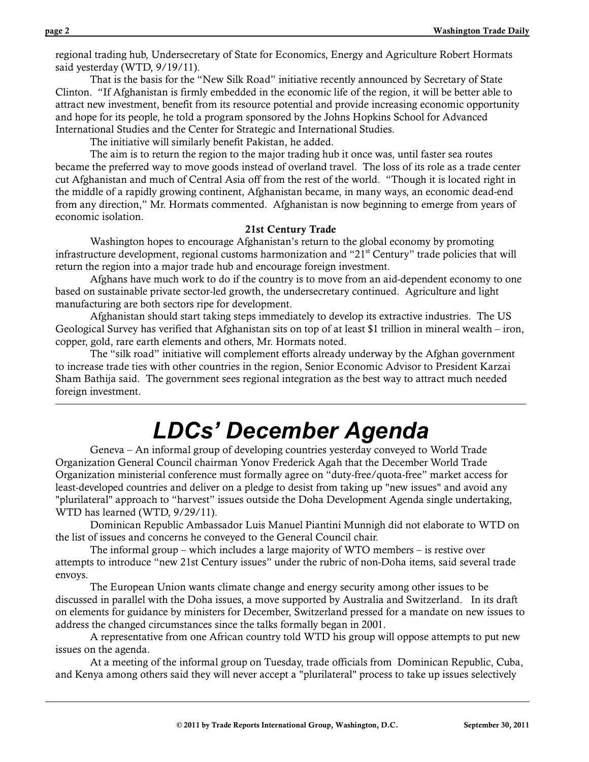regional trading hub, Undersecretary of State for Economics, Energy and Agriculture Robert Hormats said yesterday (WTD, 9/19/11).

That is the basis for the "New Silk Road" initiative recently announced by Secretary of State Clinton. "If Afghanistan is firmly embedded in the economic life of the region, it will be better able to attract new investment, benefit from its resource potential and provide increasing economic opportunity and hope for its people, he told a program sponsored by the Johns Hopkins School for Advanced International Studies and the Center for Strategic and International Studies.

The initiative will similarly benefit Pakistan, he added.

The aim is to return the region to the major trading hub it once was, until faster sea routes became the preferred way to move goods instead of overland travel. The loss of its role as a trade center cut Afghanistan and much of Central Asia off from the rest of the world. "Though it is located right in the middle of a rapidly growing continent, Afghanistan became, in many ways, an economic dead-end from any direction," Mr. Hormats commented. Afghanistan is now beginning to emerge from years of economic isolation.

**21st Century Trade**

Washington hopes to encourage Afghanistan's return to the global economy by promoting infrastructure development, regional customs harmonization and "21st Century" trade policies that will return the region into a major trade hub and encourage foreign investment.

Afghans have much work to do if the country is to move from an aid-dependent economy to one based on sustainable private sector-led growth, the undersecretary continued. Agriculture and light manufacturing are both sectors ripe for development.

Afghanistan should start taking steps immediately to develop its extractive industries. The US Geological Survey has verified that Afghanistan sits on top of at least $1 trillion in mineral wealth – iron, copper, gold, rare earth elements and others, Mr. Hormats noted.

The "silk road" initiative will complement efforts already underway by the Afghan government to increase trade ties with other countries in the region, Senior Economic Advisor to President Karzai Sham Bathija said. The government sees regional integration as the best way to attract much needed foreign investment.

---

# *LDCs' December Agenda*

Geneva – An informal group of developing countries yesterday conveyed to World Trade Organization General Council chairman Yonov Frederick Agah that the December World Trade Organization ministerial conference must formally agree on "duty-free/quota-free" market access for least-developed countries and deliver on a pledge to desist from taking up "new issues" and avoid any "plurilateral" approach to "harvest" issues outside the Doha Development Agenda single undertaking, WTD has learned (WTD, 9/29/11).

Dominican Republic Ambassador Luis Manuel Piantini Munnigh did not elaborate to WTD on the list of issues and concerns he conveyed to the General Council chair.

The informal group – which includes a large majority of WTO members – is restive over attempts to introduce "new 21st Century issues" under the rubric of non-Doha items, said several trade envoys.

The European Union wants climate change and energy security among other issues to be discussed in parallel with the Doha issues, a move supported by Australia and Switzerland. In its draft on elements for guidance by ministers for December, Switzerland pressed for a mandate on new issues to address the changed circumstances since the talks formally began in 2001.

A representative from one African country told WTD his group will oppose attempts to put new issues on the agenda.

At a meeting of the informal group on Tuesday, trade officials from Dominican Republic, Cuba, and Kenya among others said they will never accept a "plurilateral" process to take up issues selectively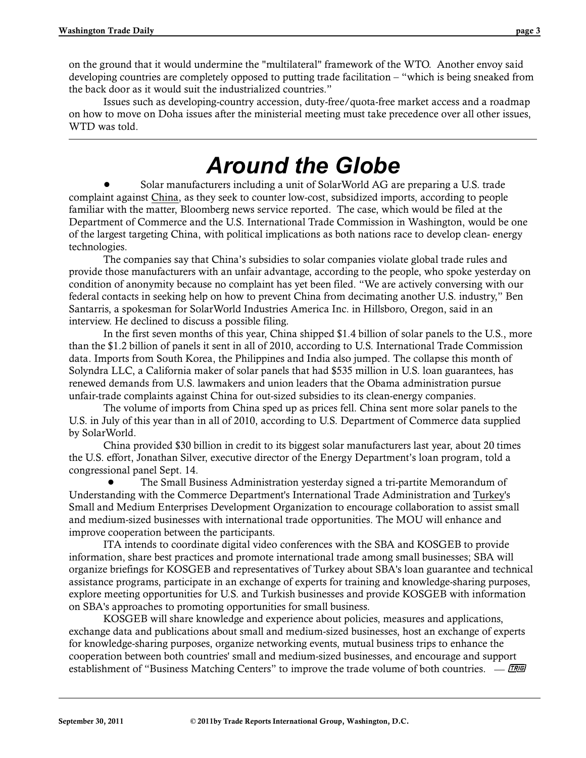on the ground that it would undermine the "multilateral" framework of the WTO. Another envoy said developing countries are completely opposed to putting trade facilitation – "which is being sneaked from the back door as it would suit the industrialized countries."

Issues such as developing-country accession, duty-free/quota-free market access and a roadmap on how to move on Doha issues after the ministerial meeting must take precedence over all other issues, WTD was told.

---

# *Around the Globe*

● Solar manufacturers including a unit of SolarWorld AG are preparing a U.S. trade complaint against China, as they seek to counter low-cost, subsidized imports, according to people familiar with the matter, Bloomberg news service reported. The case, which would be filed at the Department of Commerce and the U.S. International Trade Commission in Washington, would be one of the largest targeting China, with political implications as both nations race to develop clean- energy technologies.

The companies say that China's subsidies to solar companies violate global trade rules and provide those manufacturers with an unfair advantage, according to the people, who spoke yesterday on condition of anonymity because no complaint has yet been filed. "We are actively conversing with our federal contacts in seeking help on how to prevent China from decimating another U.S. industry," Ben Santarris, a spokesman for SolarWorld Industries America Inc. in Hillsboro, Oregon, said in an interview. He declined to discuss a possible filing.

In the first seven months of this year, China shipped $1.4 billion of solar panels to the U.S., more than the $1.2 billion of panels it sent in all of 2010, according to U.S. International Trade Commission data. Imports from South Korea, the Philippines and India also jumped. The collapse this month of Solyndra LLC, a California maker of solar panels that had $535 million in U.S. loan guarantees, has renewed demands from U.S. lawmakers and union leaders that the Obama administration pursue unfair-trade complaints against China for out-sized subsidies to its clean-energy companies.

The volume of imports from China sped up as prices fell. China sent more solar panels to the U.S. in July of this year than in all of 2010, according to U.S. Department of Commerce data supplied by SolarWorld.

China provided $30 billion in credit to its biggest solar manufacturers last year, about 20 times the U.S. effort, Jonathan Silver, executive director of the Energy Department's loan program, told a congressional panel Sept. 14.

● The Small Business Administration yesterday signed a tri-partite Memorandum of Understanding with the Commerce Department's International Trade Administration and Turkey's Small and Medium Enterprises Development Organization to encourage collaboration to assist small and medium-sized businesses with international trade opportunities. The MOU will enhance and improve cooperation between the participants.

ITA intends to coordinate digital video conferences with the SBA and KOSGEB to provide information, share best practices and promote international trade among small businesses; SBA will organize briefings for KOSGEB and representatives of Turkey about SBA's loan guarantee and technical assistance programs, participate in an exchange of experts for training and knowledge-sharing purposes, explore meeting opportunities for U.S. and Turkish businesses and provide KOSGEB with information on SBA's approaches to promoting opportunities for small business.

KOSGEB will share knowledge and experience about policies, measures and applications, exchange data and publications about small and medium-sized businesses, host an exchange of experts for knowledge-sharing purposes, organize networking events, mutual business trips to enhance the cooperation between both countries' small and medium-sized businesses, and encourage and support establishment of "Business Matching Centers" to improve the trade volume of both countries. — TRIG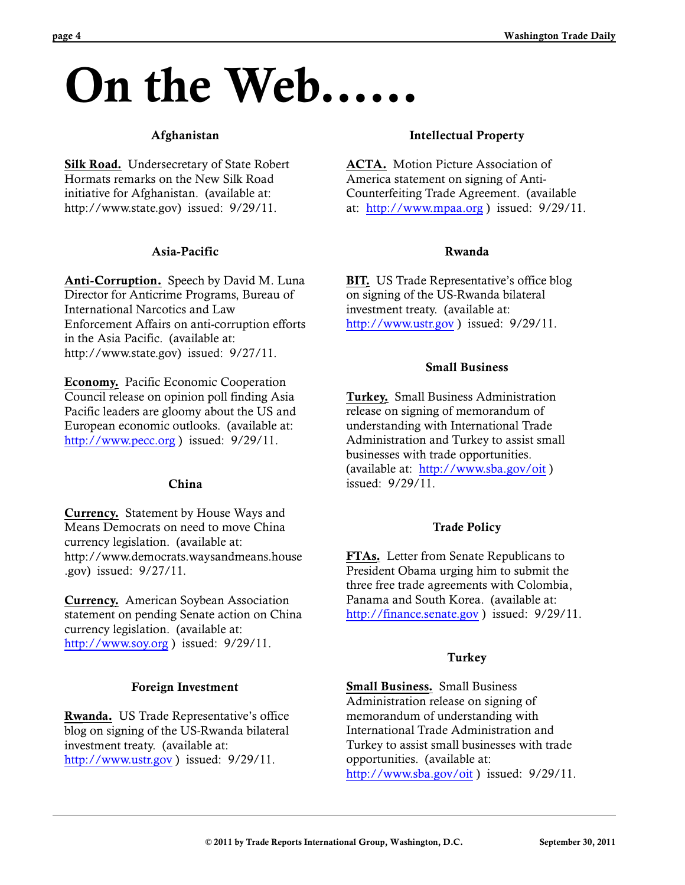# On the Web……

### Afghanistan

**Silk Road.** Undersecretary of State Robert Hormats remarks on the New Silk Road initiative for Afghanistan. (available at: http://www.state.gov) issued: 9/29/11.

### Asia-Pacific

**Anti-Corruption.** Speech by David M. Luna Director for Anticrime Programs, Bureau of International Narcotics and Law Enforcement Affairs on anti-corruption efforts in the Asia Pacific. (available at: http://www.state.gov) issued: 9/27/11.

**Economy.** Pacific Economic Cooperation Council release on opinion poll finding Asia Pacific leaders are gloomy about the US and European economic outlooks. (available at: http://www.pecc.org ) issued: 9/29/11.

### China

**Currency.** Statement by House Ways and Means Democrats on need to move China currency legislation. (available at: http://www.democrats.waysandmeans.house.gov) issued: 9/27/11.

**Currency.** American Soybean Association statement on pending Senate action on China currency legislation. (available at: http://www.soy.org ) issued: 9/29/11.

### Foreign Investment

**Rwanda.** US Trade Representative's office blog on signing of the US-Rwanda bilateral investment treaty. (available at: http://www.ustr.gov ) issued: 9/29/11.

### Intellectual Property

**ACTA.** Motion Picture Association of America statement on signing of Anti-Counterfeiting Trade Agreement. (available at: http://www.mpaa.org ) issued: 9/29/11.

### Rwanda

**BIT.** US Trade Representative's office blog on signing of the US-Rwanda bilateral investment treaty. (available at: http://www.ustr.gov ) issued: 9/29/11.

### Small Business

**Turkey.** Small Business Administration release on signing of memorandum of understanding with International Trade Administration and Turkey to assist small businesses with trade opportunities. (available at: http://www.sba.gov/oit ) issued: 9/29/11.

### Trade Policy

**FTAs.** Letter from Senate Republicans to President Obama urging him to submit the three free trade agreements with Colombia, Panama and South Korea. (available at: http://finance.senate.gov ) issued: 9/29/11.

### Turkey

**Small Business.** Small Business Administration release on signing of memorandum of understanding with International Trade Administration and Turkey to assist small businesses with trade opportunities. (available at: http://www.sba.gov/oit ) issued: 9/29/11.

© 2011 by Trade Reports International Group, Washington, D.C.

September 30, 2011